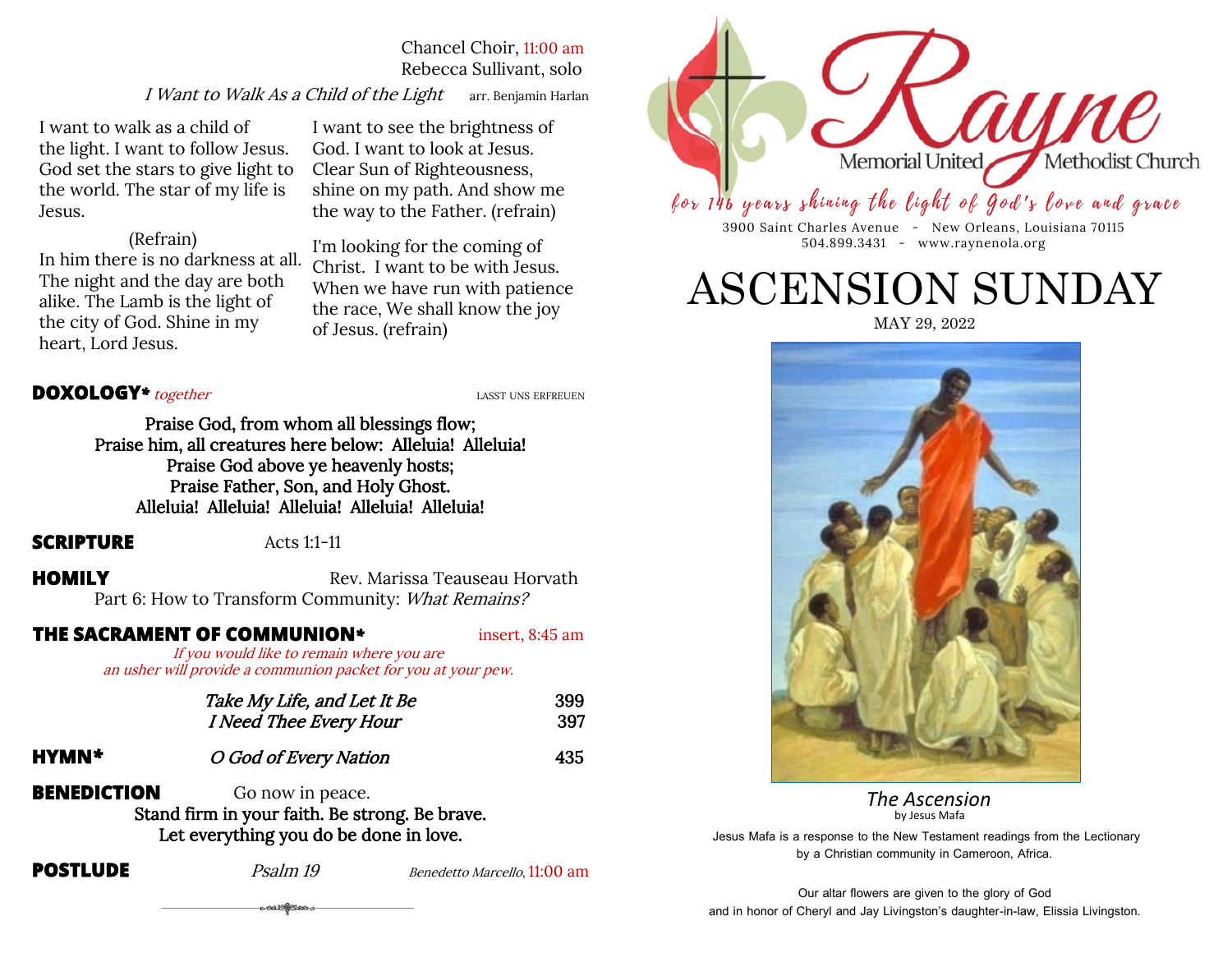Chancel Choir, 11:00 am
Rebecca Sullivant, solo

*I Want to Walk As a Child of the Light* arr. Benjamin Harlan

I want to walk as a child of the light. I want to follow Jesus. God set the stars to give light to the world. The star of my life is Jesus.

(Refrain)
In him there is no darkness at all. The night and the day are both alike. The Lamb is the light of the city of God. Shine in my heart, Lord Jesus.

I want to see the brightness of God. I want to look at Jesus. Clear Sun of Righteousness, shine on my path. And show me the way to the Father. (refrain)

I'm looking for the coming of Christ. I want to be with Jesus. When we have run with patience the race, We shall know the joy of Jesus. (refrain)

**DOXOLOGY*** *together* LASST UNS ERFREUEN

**Praise God, from whom all blessings flow;**
**Praise him, all creatures here below: Alleluia! Alleluia!**
**Praise God above ye heavenly hosts;**
**Praise Father, Son, and Holy Ghost.**
**Alleluia! Alleluia! Alleluia! Alleluia! Alleluia!**

**SCRIPTURE** Acts 1:1-11

**HOMILY** Rev. Marissa Teauseau Horvath
Part 6: How to Transform Community: *What Remains?*

**THE SACRAMENT OF COMMUNION*** insert, 8:45 am
*If you would like to remain where you are an usher will provide a communion packet for you at your pew.*

*Take My Life, and Let It Be* 399
*I Need Thee Every Hour* 397

**HYMN*** *O God of Every Nation* 435

**BENEDICTION** Go now in peace.
**Stand firm in your faith. Be strong. Be brave.**
**Let everything you do be done in love.**

**POSTLUDE** *Psalm 19* *Benedetto Marcello*, 11:00 am

Rayne Memorial United Methodist Church

*for 146 years shining the light of God's love and grace*

3900 Saint Charles Avenue - New Orleans, Louisiana 70115
504.899.3431 - www.raynenola.org

# ASCENSION SUNDAY

MAY 29, 2022

*The Ascension*
by Jesus Mafa

Jesus Mafa is a response to the New Testament readings from the Lectionary by a Christian community in Cameroon, Africa.

Our altar flowers are given to the glory of God and in honor of Cheryl and Jay Livingston's daughter-in-law, Elissia Livingston.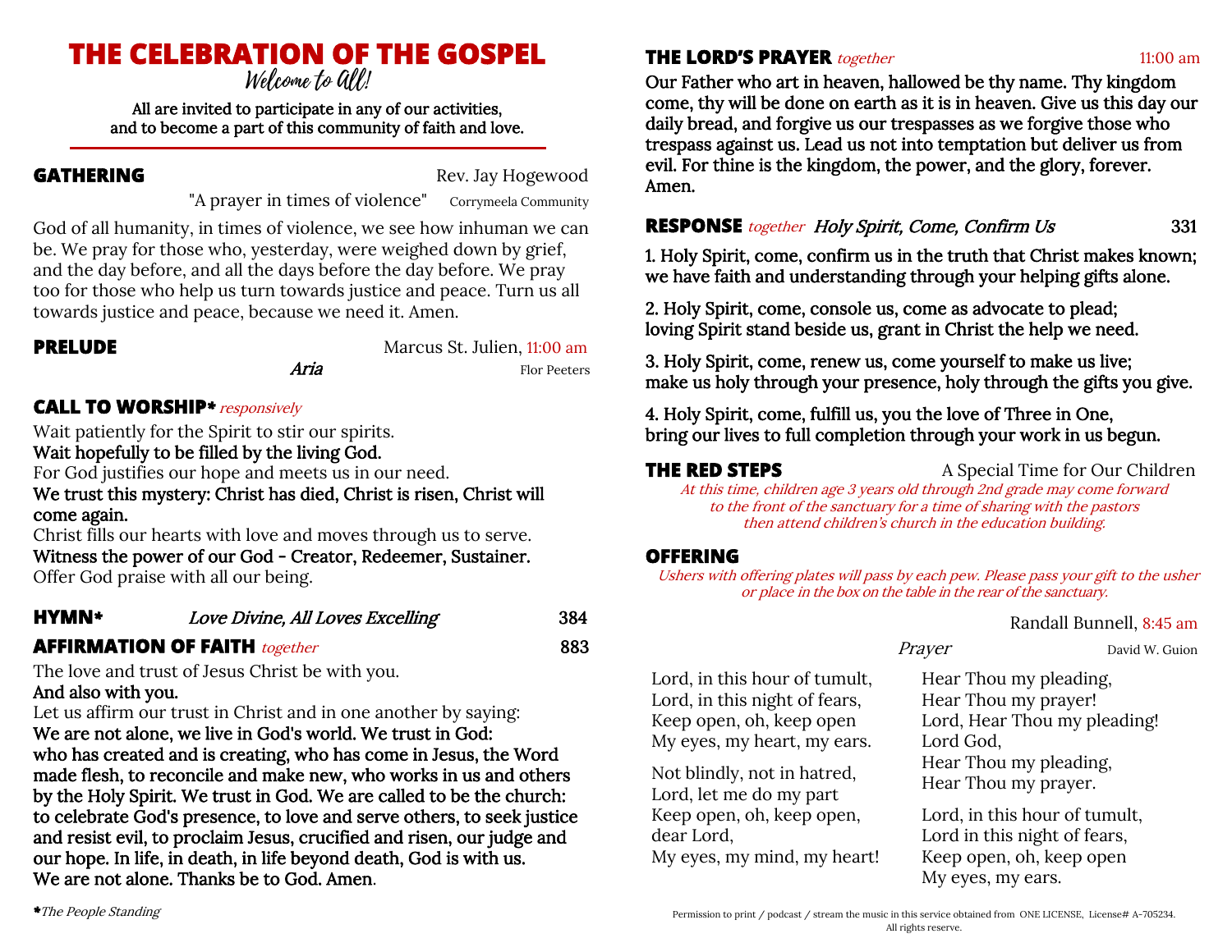# THE CELEBRATION OF THE GOSPEL

Welcome to All!

All are invited to participate in any of our activities,
and to become a part of this community of faith and love.

## GATHERING

Rev. Jay Hogewood

"A prayer in times of violence" Corrymeela Community

God of all humanity, in times of violence, we see how inhuman we can be. We pray for those who, yesterday, were weighed down by grief, and the day before, and all the days before the day before. We pray too for those who help us turn towards justice and peace. Turn us all towards justice and peace, because we need it. Amen.

## PRELUDE

Marcus St. Julien, 11:00 am

*Aria* — Flor Peeters

## CALL TO WORSHIP* *responsively*

Wait patiently for the Spirit to stir our spirits.
**Wait hopefully to be filled by the living God.**
For God justifies our hope and meets us in our need.
**We trust this mystery: Christ has died, Christ is risen, Christ will come again.**
Christ fills our hearts with love and moves through us to serve.
**Witness the power of our God - Creator, Redeemer, Sustainer.**
Offer God praise with all our being.

## HYMN* *Love Divine, All Loves Excelling* 384

## AFFIRMATION OF FAITH *together* 883

The love and trust of Jesus Christ be with you.
**And also with you.**
Let us affirm our trust in Christ and in one another by saying:
**We are not alone, we live in God's world. We trust in God: who has created and is creating, who has come in Jesus, the Word made flesh, to reconcile and make new, who works in us and others by the Holy Spirit. We trust in God. We are called to be the church: to celebrate God's presence, to love and serve others, to seek justice and resist evil, to proclaim Jesus, crucified and risen, our judge and our hope. In life, in death, in life beyond death, God is with us. We are not alone. Thanks be to God. Amen**.

*\*The People Standing*

## THE LORD'S PRAYER *together* 11:00 am

**Our Father who art in heaven, hallowed be thy name. Thy kingdom come, thy will be done on earth as it is in heaven. Give us this day our daily bread, and forgive us our trespasses as we forgive those who trespass against us. Lead us not into temptation but deliver us from evil. For thine is the kingdom, the power, and the glory, forever. Amen.**

## RESPONSE *together* *Holy Spirit, Come, Confirm Us* 331

**1. Holy Spirit, come, confirm us in the truth that Christ makes known; we have faith and understanding through your helping gifts alone.**

**2. Holy Spirit, come, console us, come as advocate to plead; loving Spirit stand beside us, grant in Christ the help we need.**

**3. Holy Spirit, come, renew us, come yourself to make us live; make us holy through your presence, holy through the gifts you give.**

**4. Holy Spirit, come, fulfill us, you the love of Three in One, bring our lives to full completion through your work in us begun.**

## THE RED STEPS

A Special Time for Our Children

*At this time, children age 3 years old through 2nd grade may come forward to the front of the sanctuary for a time of sharing with the pastors then attend children's church in the education building.*

## OFFERING

*Ushers with offering plates will pass by each pew. Please pass your gift to the usher or place in the box on the table in the rear of the sanctuary.*

Randall Bunnell, 8:45 am

*Prayer* — David W. Guion

Lord, in this hour of tumult,
Lord, in this night of fears,
Keep open, oh, keep open
My eyes, my heart, my ears.

Not blindly, not in hatred,
Lord, let me do my part
Keep open, oh, keep open,
dear Lord,
My eyes, my mind, my heart!

Hear Thou my pleading,
Hear Thou my prayer!
Lord, Hear Thou my pleading!
Lord God,
Hear Thou my pleading,
Hear Thou my prayer.

Lord, in this hour of tumult,
Lord in this night of fears,
Keep open, oh, keep open
My eyes, my ears.

Permission to print / podcast / stream the music in this service obtained from ONE LICENSE, License# A-705234. All rights reserve.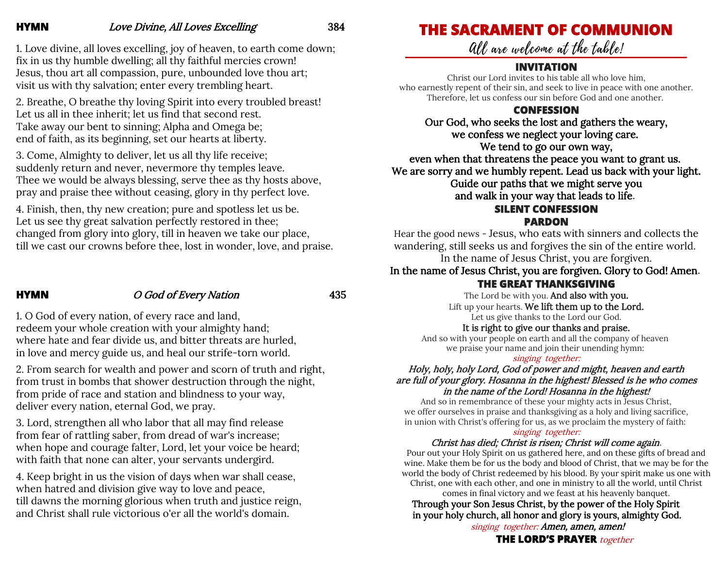**HYMN** *Love Divine, All Loves Excelling* 384

1. Love divine, all loves excelling, joy of heaven, to earth come down;
fix in us thy humble dwelling; all thy faithful mercies crown!
Jesus, thou art all compassion, pure, unbounded love thou art;
visit us with thy salvation; enter every trembling heart.

2. Breathe, O breathe thy loving Spirit into every troubled breast!
Let us all in thee inherit; let us find that second rest.
Take away our bent to sinning; Alpha and Omega be;
end of faith, as its beginning, set our hearts at liberty.

3. Come, Almighty to deliver, let us all thy life receive;
suddenly return and never, nevermore thy temples leave.
Thee we would be always blessing, serve thee as thy hosts above,
pray and praise thee without ceasing, glory in thy perfect love.

4. Finish, then, thy new creation; pure and spotless let us be.
Let us see thy great salvation perfectly restored in thee;
changed from glory into glory, till in heaven we take our place,
till we cast our crowns before thee, lost in wonder, love, and praise.

**HYMN** *O God of Every Nation* 435

1. O God of every nation, of every race and land,
redeem your whole creation with your almighty hand;
where hate and fear divide us, and bitter threats are hurled,
in love and mercy guide us, and heal our strife-torn world.

2. From search for wealth and power and scorn of truth and right,
from trust in bombs that shower destruction through the night,
from pride of race and station and blindness to your way,
deliver every nation, eternal God, we pray.

3. Lord, strengthen all who labor that all may find release
from fear of rattling saber, from dread of war's increase;
when hope and courage falter, Lord, let your voice be heard;
with faith that none can alter, your servants undergird.

4. Keep bright in us the vision of days when war shall cease,
when hatred and division give way to love and peace,
till dawns the morning glorious when truth and justice reign,
and Christ shall rule victorious o'er all the world's domain.

# THE SACRAMENT OF COMMUNION

*All are welcome at the table!*

## INVITATION

Christ our Lord invites to his table all who love him,
who earnestly repent of their sin, and seek to live in peace with one another.
Therefore, let us confess our sin before God and one another.

## CONFESSION

**Our God, who seeks the lost and gathers the weary,
we confess we neglect your loving care.
We tend to go our own way,
even when that threatens the peace you want to grant us.
We are sorry and we humbly repent. Lead us back with your light.
Guide our paths that we might serve you
and walk in your way that leads to life.**

## SILENT CONFESSION

## PARDON

Hear the good news - Jesus, who eats with sinners and collects the wandering, still seeks us and forgives the sin of the entire world.
In the name of Jesus Christ, you are forgiven.
**In the name of Jesus Christ, you are forgiven. Glory to God! Amen.**

## THE GREAT THANKSGIVING

The Lord be with you. **And also with you.**
Lift up your hearts. **We lift them up to the Lord.**
Let us give thanks to the Lord our God.
**It is right to give our thanks and praise.**
And so with your people on earth and all the company of heaven
we praise your name and join their unending hymn:

*singing together:*

***Holy, holy, holy Lord, God of power and might, heaven and earth are full of your glory. Hosanna in the highest! Blessed is he who comes in the name of the Lord! Hosanna in the highest!***

And so in remembrance of these your mighty acts in Jesus Christ,
we offer ourselves in praise and thanksgiving as a holy and living sacrifice,
in union with Christ's offering for us, as we proclaim the mystery of faith:

*singing together:*

***Christ has died; Christ is risen; Christ will come again.***

Pour out your Holy Spirit on us gathered here, and on these gifts of bread and wine. Make them be for us the body and blood of Christ, that we may be for the world the body of Christ redeemed by his blood. By your spirit make us one with Christ, one with each other, and one in ministry to all the world, until Christ comes in final victory and we feast at his heavenly banquet.

**Through your Son Jesus Christ, by the power of the Holy Spirit
in your holy church, all honor and glory is yours, almighty God.**

*singing together:* ***Amen, amen, amen!***

## THE LORD'S PRAYER *together*